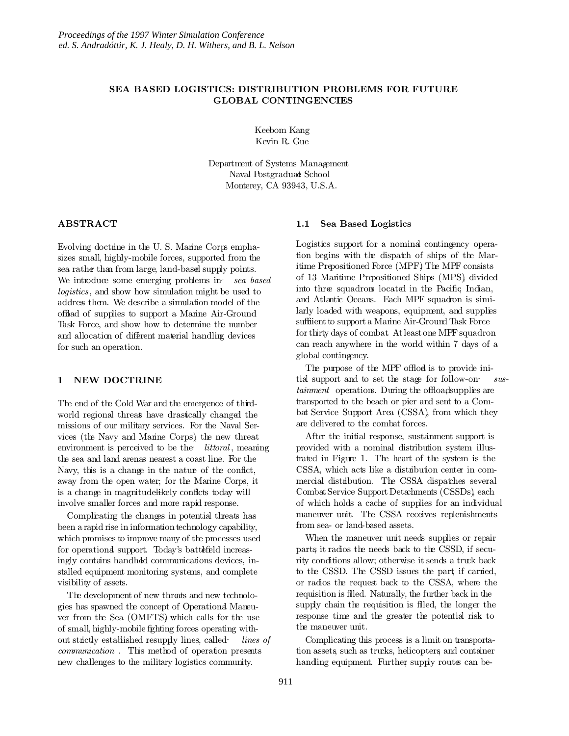*Proceedings of the 1997 Winter Simulation Conference*
*ed. S. Andradóttir, K. J. Healy, D. H. Withers, and B. L. Nelson*

# SEA BASED LOGISTICS: DISTRIBUTION PROBLEMS FOR FUTURE GLOBAL CONTINGENCIES

Keebom Kang
Kevin R. Gue

Department of Systems Management
Naval Postgraduate School
Monterey, CA 93943, U.S.A.

## ABSTRACT

Evolving doctrine in the U. S. Marine Corps emphasizes small, highly-mobile forces, supported from the sea rather than from large, land-based supply points. We introduce some emerging problems in *sea based logistics*, and show how simulation might be used to address them. We describe a simulation model of the offload of supplies to support a Marine Air-Ground Task Force, and show how to determine the number and allocation of different material handling devices for such an operation.

## 1 NEW DOCTRINE

The end of the Cold War and the emergence of third-world regional threats have drastically changed the missions of our military services. For the Naval Services (the Navy and Marine Corps), the new threat environment is perceived to be the *littoral*, meaning the sea and land arenas nearest a coast line. For the Navy, this is a change in the nature of the conflict, away from the open water; for the Marine Corps, it is a change in magnitude—likely conflicts today will involve smaller forces and more rapid response.

Complicating the changes in potential threats has been a rapid rise in information technology capability, which promises to improve many of the processes used for operational support. Today's battlefield increasingly contains handheld communications devices, installed equipment monitoring systems, and complete visibility of assets.

The development of new threats and new technologies has spawned the concept of Operational Maneuver from the Sea (OMFTS) which calls for the use of small, highly-mobile fighting forces operating without strictly established resupply lines, called *lines of communication*. This method of operation presents new challenges to the military logistics community.

### 1.1 Sea Based Logistics

Logistics support for a nominal contingency operation begins with the dispatch of ships of the Maritime Prepositioned Force (MPF). The MPF consists of 13 Maritime Prepositioned Ships (MPS) divided into three squadrons located in the Pacific, Indian, and Atlantic Oceans. Each MPF squadron is similarly loaded with weapons, equipment, and supplies sufficient to support a Marine Air-Ground Task Force for thirty days of combat. At least one MPF squadron can reach anywhere in the world within 7 days of a global contingency.

The purpose of the MPF offload is to provide initial support and to set the stage for follow-on *sustainment* operations. During the offload, supplies are transported to the beach or pier and sent to a Combat Service Support Area (CSSA), from which they are delivered to the combat forces.

After the initial response, sustainment support is provided with a nominal distribution system illustrated in Figure 1. The heart of the system is the CSSA, which acts like a distribution center in commercial distribution. The CSSA dispatches several Combat Service Support Detachments (CSSDs), each of which holds a cache of supplies for an individual maneuver unit. The CSSA receives replenishments from sea- or land-based assets.

When the maneuver unit needs supplies or repair parts, it radios the needs back to the CSSD, if security conditions allow; otherwise it sends a truck back to the CSSD. The CSSD issues the part, if carried, or radios the request back to the CSSA, where the requisition is filled. Naturally, the further back in the supply chain the requisition is filled, the longer the response time and the greater the potential risk to the maneuver unit.

Complicating this process is a limit on transportation assets, such as trucks, helicopters, and container handling equipment. Further, supply routes can be-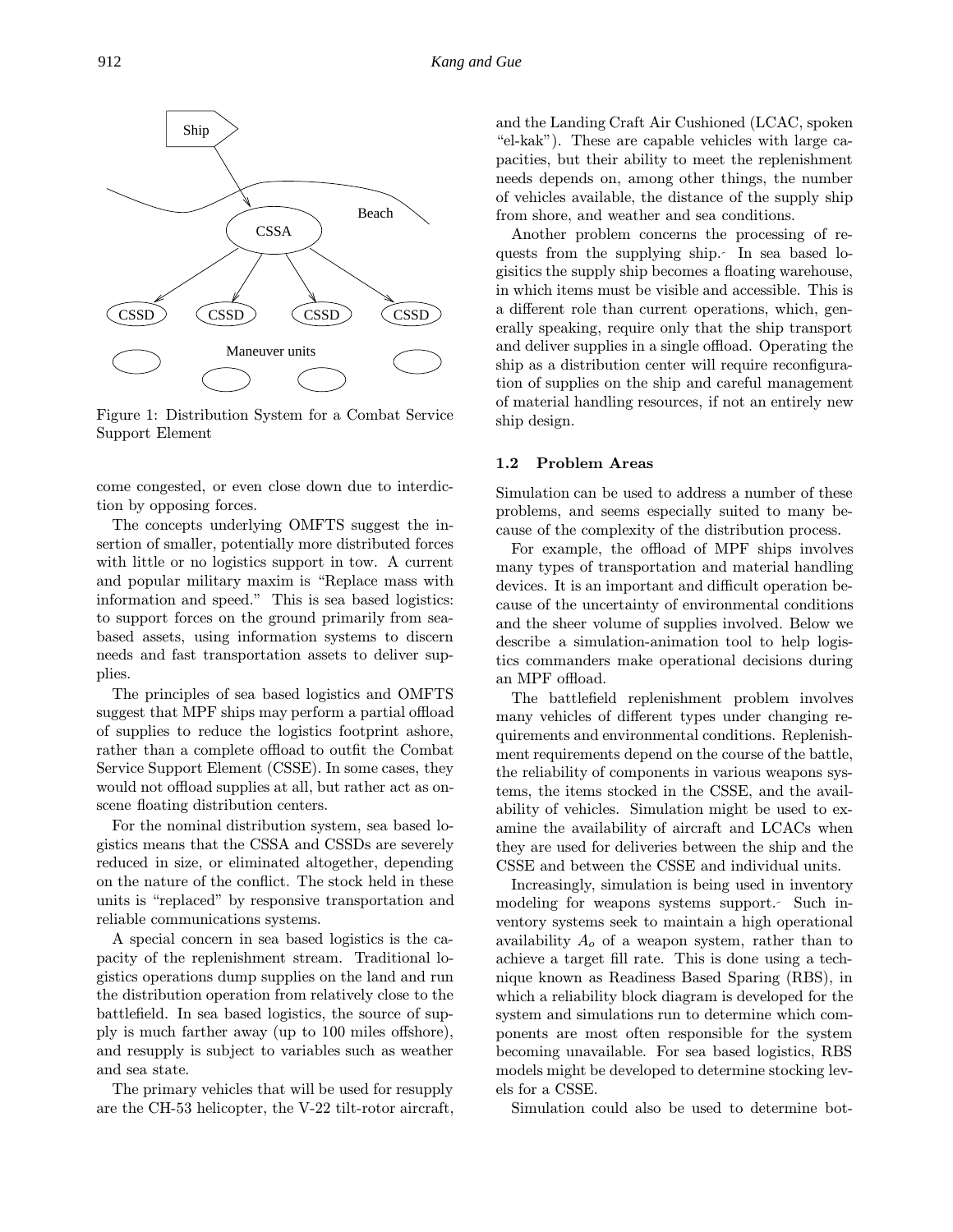Figure 1: Distribution System for a Combat Service Support Element

come congested, or even close down due to interdiction by opposing forces.

The concepts underlying OMFTS suggest the insertion of smaller, potentially more distributed forces with little or no logistics support in tow. A current and popular military maxim is "Replace mass with information and speed." This is sea based logistics: to support forces on the ground primarily from sea-based assets, using information systems to discern needs and fast transportation assets to deliver supplies.

The principles of sea based logistics and OMFTS suggest that MPF ships may perform a partial offload of supplies to reduce the logistics footprint ashore, rather than a complete offload to outfit the Combat Service Support Element (CSSE). In some cases, they would not offload supplies at all, but rather act as on-scene floating distribution centers.

For the nominal distribution system, sea based logistics means that the CSSA and CSSDs are severely reduced in size, or eliminated altogether, depending on the nature of the conflict. The stock held in these units is "replaced" by responsive transportation and reliable communications systems.

A special concern in sea based logistics is the capacity of the replenishment stream. Traditional logistics operations dump supplies on the land and run the distribution operation from relatively close to the battlefield. In sea based logistics, the source of supply is much farther away (up to 100 miles offshore), and resupply is subject to variables such as weather and sea state.

The primary vehicles that will be used for resupply are the CH-53 helicopter, the V-22 tilt-rotor aircraft, and the Landing Craft Air Cushioned (LCAC, spoken "el-kak"). These are capable vehicles with large capacities, but their ability to meet the replenishment needs depends on, among other things, the number of vehicles available, the distance of the supply ship from shore, and weather and sea conditions.

Another problem concerns the processing of requests from the supplying ship. In sea based logisitics the supply ship becomes a floating warehouse, in which items must be visible and accessible. This is a different role than current operations, which, generally speaking, require only that the ship transport and deliver supplies in a single offload. Operating the ship as a distribution center will require reconfiguration of supplies on the ship and careful management of material handling resources, if not an entirely new ship design.

### 1.2 Problem Areas

Simulation can be used to address a number of these problems, and seems especially suited to many because of the complexity of the distribution process.

For example, the offload of MPF ships involves many types of transportation and material handling devices. It is an important and difficult operation because of the uncertainty of environmental conditions and the sheer volume of supplies involved. Below we describe a simulation-animation tool to help logistics commanders make operational decisions during an MPF offload.

The battlefield replenishment problem involves many vehicles of different types under changing requirements and environmental conditions. Replenishment requirements depend on the course of the battle, the reliability of components in various weapons systems, the items stocked in the CSSE, and the availability of vehicles. Simulation might be used to examine the availability of aircraft and LCACs when they are used for deliveries between the ship and the CSSE and between the CSSE and individual units.

Increasingly, simulation is being used in inventory modeling for weapons systems support. Such inventory systems seek to maintain a high operational availability $A_o$ of a weapon system, rather than to achieve a target fill rate. This is done using a technique known as Readiness Based Sparing (RBS), in which a reliability block diagram is developed for the system and simulations run to determine which components are most often responsible for the system becoming unavailable. For sea based logistics, RBS models might be developed to determine stocking levels for a CSSE.

Simulation could also be used to determine bot-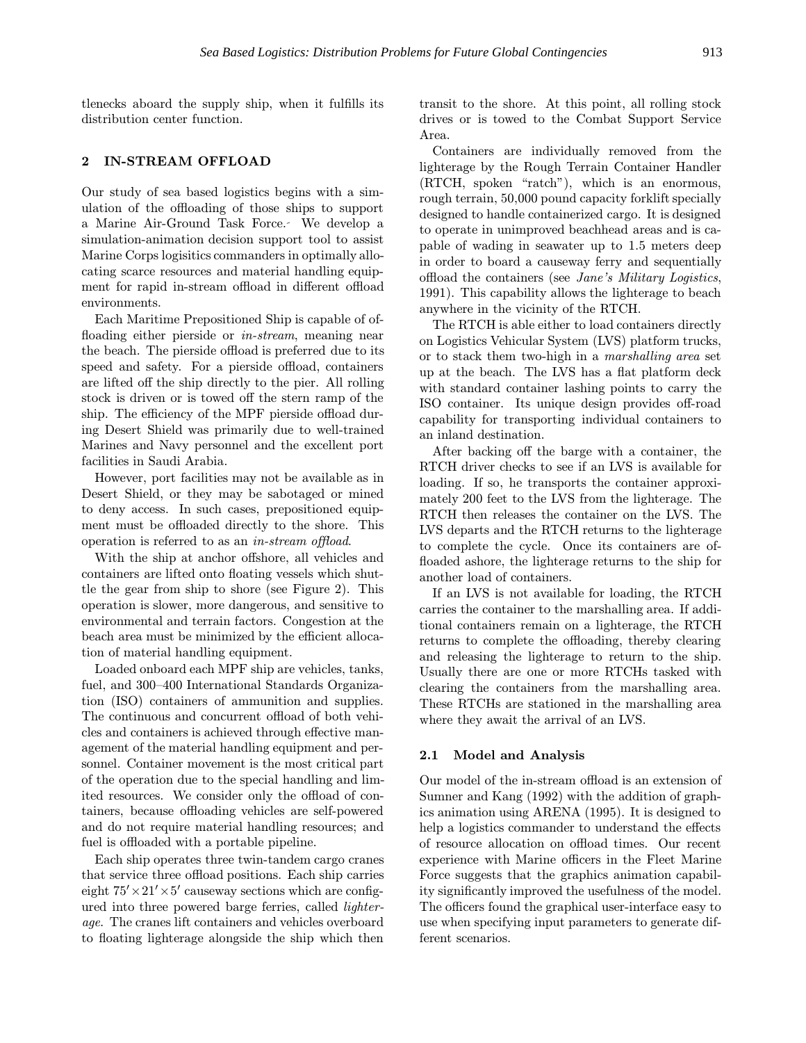tlenecks aboard the supply ship, when it fulfills its distribution center function.

## 2 IN-STREAM OFFLOAD

Our study of sea based logistics begins with a simulation of the offloading of those ships to support a Marine Air-Ground Task Force. We develop a simulation-animation decision support tool to assist Marine Corps logisitics commanders in optimally allocating scarce resources and material handling equipment for rapid in-stream offload in different offload environments.

Each Maritime Prepositioned Ship is capable of offloading either pierside or *in-stream*, meaning near the beach. The pierside offload is preferred due to its speed and safety. For a pierside offload, containers are lifted off the ship directly to the pier. All rolling stock is driven or is towed off the stern ramp of the ship. The efficiency of the MPF pierside offload during Desert Shield was primarily due to well-trained Marines and Navy personnel and the excellent port facilities in Saudi Arabia.

However, port facilities may not be available as in Desert Shield, or they may be sabotaged or mined to deny access. In such cases, prepositioned equipment must be offloaded directly to the shore. This operation is referred to as an *in-stream offload*.

With the ship at anchor offshore, all vehicles and containers are lifted onto floating vessels which shuttle the gear from ship to shore (see Figure 2). This operation is slower, more dangerous, and sensitive to environmental and terrain factors. Congestion at the beach area must be minimized by the efficient allocation of material handling equipment.

Loaded onboard each MPF ship are vehicles, tanks, fuel, and 300–400 International Standards Organization (ISO) containers of ammunition and supplies. The continuous and concurrent offload of both vehicles and containers is achieved through effective management of the material handling equipment and personnel. Container movement is the most critical part of the operation due to the special handling and limited resources. We consider only the offload of containers, because offloading vehicles are self-powered and do not require material handling resources; and fuel is offloaded with a portable pipeline.

Each ship operates three twin-tandem cargo cranes that service three offload positions. Each ship carries eight $75' \times 21' \times 5'$ causeway sections which are configured into three powered barge ferries, called *lighterage*. The cranes lift containers and vehicles overboard to floating lighterage alongside the ship which then transit to the shore. At this point, all rolling stock drives or is towed to the Combat Support Service Area.

Containers are individually removed from the lighterage by the Rough Terrain Container Handler (RTCH, spoken "ratch"), which is an enormous, rough terrain, 50,000 pound capacity forklift specially designed to handle containerized cargo. It is designed to operate in unimproved beachhead areas and is capable of wading in seawater up to 1.5 meters deep in order to board a causeway ferry and sequentially offload the containers (see *Jane's Military Logistics*, 1991). This capability allows the lighterage to beach anywhere in the vicinity of the RTCH.

The RTCH is able either to load containers directly on Logistics Vehicular System (LVS) platform trucks, or to stack them two-high in a *marshalling area* set up at the beach. The LVS has a flat platform deck with standard container lashing points to carry the ISO container. Its unique design provides off-road capability for transporting individual containers to an inland destination.

After backing off the barge with a container, the RTCH driver checks to see if an LVS is available for loading. If so, he transports the container approximately 200 feet to the LVS from the lighterage. The RTCH then releases the container on the LVS. The LVS departs and the RTCH returns to the lighterage to complete the cycle. Once its containers are offloaded ashore, the lighterage returns to the ship for another load of containers.

If an LVS is not available for loading, the RTCH carries the container to the marshalling area. If additional containers remain on a lighterage, the RTCH returns to complete the offloading, thereby clearing and releasing the lighterage to return to the ship. Usually there are one or more RTCHs tasked with clearing the containers from the marshalling area. These RTCHs are stationed in the marshalling area where they await the arrival of an LVS.

### 2.1 Model and Analysis

Our model of the in-stream offload is an extension of Sumner and Kang (1992) with the addition of graphics animation using ARENA (1995). It is designed to help a logistics commander to understand the effects of resource allocation on offload times. Our recent experience with Marine officers in the Fleet Marine Force suggests that the graphics animation capability significantly improved the usefulness of the model. The officers found the graphical user-interface easy to use when specifying input parameters to generate different scenarios.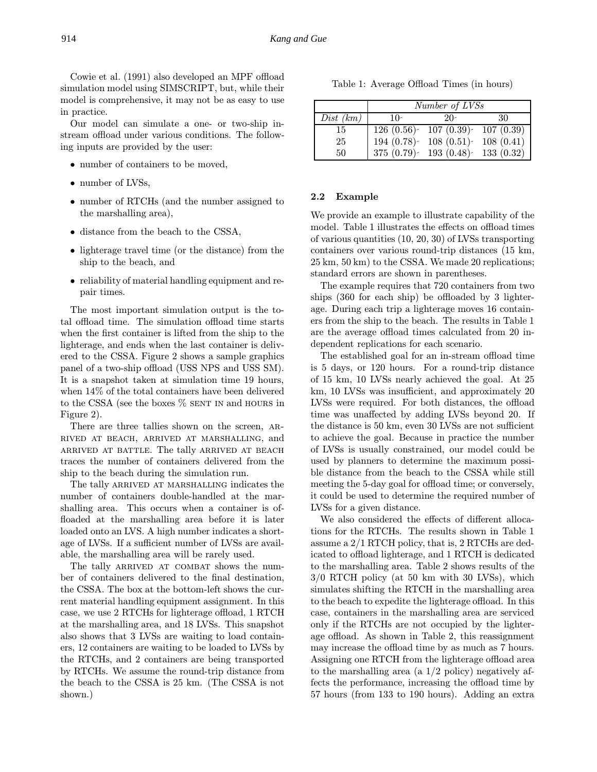Cowie et al. (1991) also developed an MPF offload simulation model using SIMSCRIPT, but, while their model is comprehensive, it may not be as easy to use in practice.

Our model can simulate a one- or two-ship in-stream offload under various conditions. The following inputs are provided by the user:

- number of containers to be moved,
- number of LVSs,
- number of RTCHs (and the number assigned to the marshalling area),
- distance from the beach to the CSSA,
- lighterage travel time (or the distance) from the ship to the beach, and
- reliability of material handling equipment and repair times.

The most important simulation output is the total offload time. The simulation offload time starts when the first container is lifted from the ship to the lighterage, and ends when the last container is delivered to the CSSA. Figure 2 shows a sample graphics panel of a two-ship offload (USS NPS and USS SM). It is a snapshot taken at simulation time 19 hours, when 14% of the total containers have been delivered to the CSSA (see the boxes % SENT IN and HOURS in Figure 2).

There are three tallies shown on the screen, ARRIVED AT BEACH, ARRIVED AT MARSHALLING, and ARRIVED AT BATTLE. The tally ARRIVED AT BEACH traces the number of containers delivered from the ship to the beach during the simulation run.

The tally ARRIVED AT MARSHALLING indicates the number of containers double-handled at the marshalling area. This occurs when a container is offloaded at the marshalling area before it is later loaded onto an LVS. A high number indicates a shortage of LVSs. If a sufficient number of LVSs are available, the marshalling area will be rarely used.

The tally ARRIVED AT COMBAT shows the number of containers delivered to the final destination, the CSSA. The box at the bottom-left shows the current material handling equipment assignment. In this case, we use 2 RTCHs for lighterage offload, 1 RTCH at the marshalling area, and 18 LVSs. This snapshot also shows that 3 LVSs are waiting to load containers, 12 containers are waiting to be loaded to LVSs by the RTCHs, and 2 containers are being transported by RTCHs. We assume the round-trip distance from the beach to the CSSA is 25 km. (The CSSA is not shown.)

Table 1: Average Offload Times (in hours)

| | *Number of LVSs* | | |
|---|---|---|---|
| *Dist (km)* | 10 | 20 | 30 |
| 15 | 126 (0.56) | 107 (0.39) | 107 (0.39) |
| 25 | 194 (0.78) | 108 (0.51) | 108 (0.41) |
| 50 | 375 (0.79) | 193 (0.48) | 133 (0.32) |

### 2.2 Example

We provide an example to illustrate capability of the model. Table 1 illustrates the effects on offload times of various quantities (10, 20, 30) of LVSs transporting containers over various round-trip distances (15 km, 25 km, 50 km) to the CSSA. We made 20 replications; standard errors are shown in parentheses.

The example requires that 720 containers from two ships (360 for each ship) be offloaded by 3 lighterage. During each trip a lighterage moves 16 containers from the ship to the beach. The results in Table 1 are the average offload times calculated from 20 independent replications for each scenario.

The established goal for an in-stream offload time is 5 days, or 120 hours. For a round-trip distance of 15 km, 10 LVSs nearly achieved the goal. At 25 km, 10 LVSs was insufficient, and approximately 20 LVSs were required. For both distances, the offload time was unaffected by adding LVSs beyond 20. If the distance is 50 km, even 30 LVSs are not sufficient to achieve the goal. Because in practice the number of LVSs is usually constrained, our model could be used by planners to determine the maximum possible distance from the beach to the CSSA while still meeting the 5-day goal for offload time; or conversely, it could be used to determine the required number of LVSs for a given distance.

We also considered the effects of different allocations for the RTCHs. The results shown in Table 1 assume a 2/1 RTCH policy, that is, 2 RTCHs are dedicated to offload lighterage, and 1 RTCH is dedicated to the marshalling area. Table 2 shows results of the 3/0 RTCH policy (at 50 km with 30 LVSs), which simulates shifting the RTCH in the marshalling area to the beach to expedite the lighterage offload. In this case, containers in the marshalling area are serviced only if the RTCHs are not occupied by the lighterage offload. As shown in Table 2, this reassignment may increase the offload time by as much as 7 hours. Assigning one RTCH from the lighterage offload area to the marshalling area (a 1/2 policy) negatively affects the performance, increasing the offload time by 57 hours (from 133 to 190 hours). Adding an extra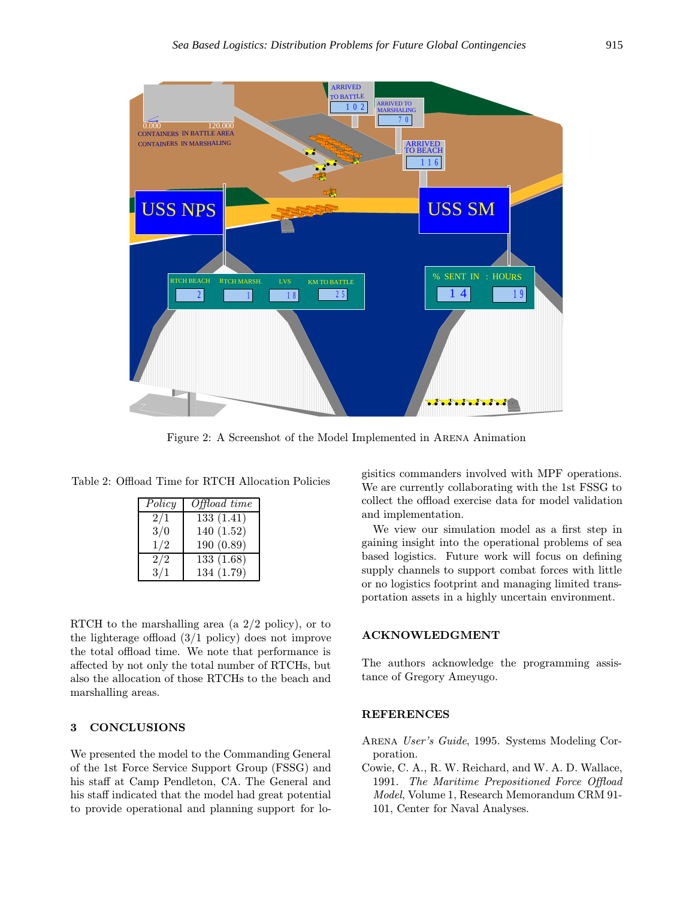Figure 2: A Screenshot of the Model Implemented in ARENA Animation

Table 2: Offload Time for RTCH Allocation Policies

| *Policy* | *Offload time* |
|---|---|
| 2/1 | 133 (1.41) |
| 3/0 | 140 (1.52) |
| 1/2 | 190 (0.89) |
| 2/2 | 133 (1.68) |
| 3/1 | 134 (1.79) |

RTCH to the marshalling area (a 2/2 policy), or to the lighterage offload (3/1 policy) does not improve the total offload time. We note that performance is affected by not only the total number of RTCHs, but also the allocation of those RTCHs to the beach and marshalling areas.

## 3 CONCLUSIONS

We presented the model to the Commanding General of the 1st Force Service Support Group (FSSG) and his staff at Camp Pendleton, CA. The General and his staff indicated that the model had great potential to provide operational and planning support for logisitics commanders involved with MPF operations. We are currently collaborating with the 1st FSSG to collect the offload exercise data for model validation and implementation.

We view our simulation model as a first step in gaining insight into the operational problems of sea based logistics. Future work will focus on defining supply channels to support combat forces with little or no logistics footprint and managing limited transportation assets in a highly uncertain environment.

## ACKNOWLEDGMENT

The authors acknowledge the programming assistance of Gregory Ameyugo.

## REFERENCES

ARENA *User's Guide*, 1995. Systems Modeling Corporation.

Cowie, C. A., R. W. Reichard, and W. A. D. Wallace, 1991. *The Maritime Prepositioned Force Offload Model*, Volume 1, Research Memorandum CRM 91-101, Center for Naval Analyses.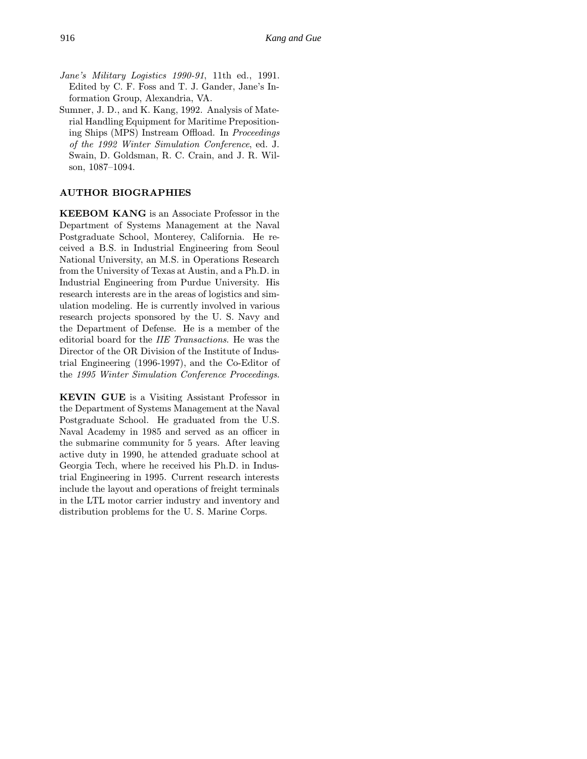*Jane's Military Logistics 1990-91*, 11th ed., 1991. Edited by C. F. Foss and T. J. Gander, Jane's Information Group, Alexandria, VA.

Sumner, J. D., and K. Kang, 1992. Analysis of Material Handling Equipment for Maritime Prepositioning Ships (MPS) Instream Offload. In *Proceedings of the 1992 Winter Simulation Conference*, ed. J. Swain, D. Goldsman, R. C. Crain, and J. R. Wilson, 1087–1094.

## AUTHOR BIOGRAPHIES

**KEEBOM KANG** is an Associate Professor in the Department of Systems Management at the Naval Postgraduate School, Monterey, California. He received a B.S. in Industrial Engineering from Seoul National University, an M.S. in Operations Research from the University of Texas at Austin, and a Ph.D. in Industrial Engineering from Purdue University. His research interests are in the areas of logistics and simulation modeling. He is currently involved in various research projects sponsored by the U. S. Navy and the Department of Defense. He is a member of the editorial board for the *IIE Transactions*. He was the Director of the OR Division of the Institute of Industrial Engineering (1996-1997), and the Co-Editor of the *1995 Winter Simulation Conference Proceedings*.

**KEVIN GUE** is a Visiting Assistant Professor in the Department of Systems Management at the Naval Postgraduate School. He graduated from the U.S. Naval Academy in 1985 and served as an officer in the submarine community for 5 years. After leaving active duty in 1990, he attended graduate school at Georgia Tech, where he received his Ph.D. in Industrial Engineering in 1995. Current research interests include the layout and operations of freight terminals in the LTL motor carrier industry and inventory and distribution problems for the U. S. Marine Corps.